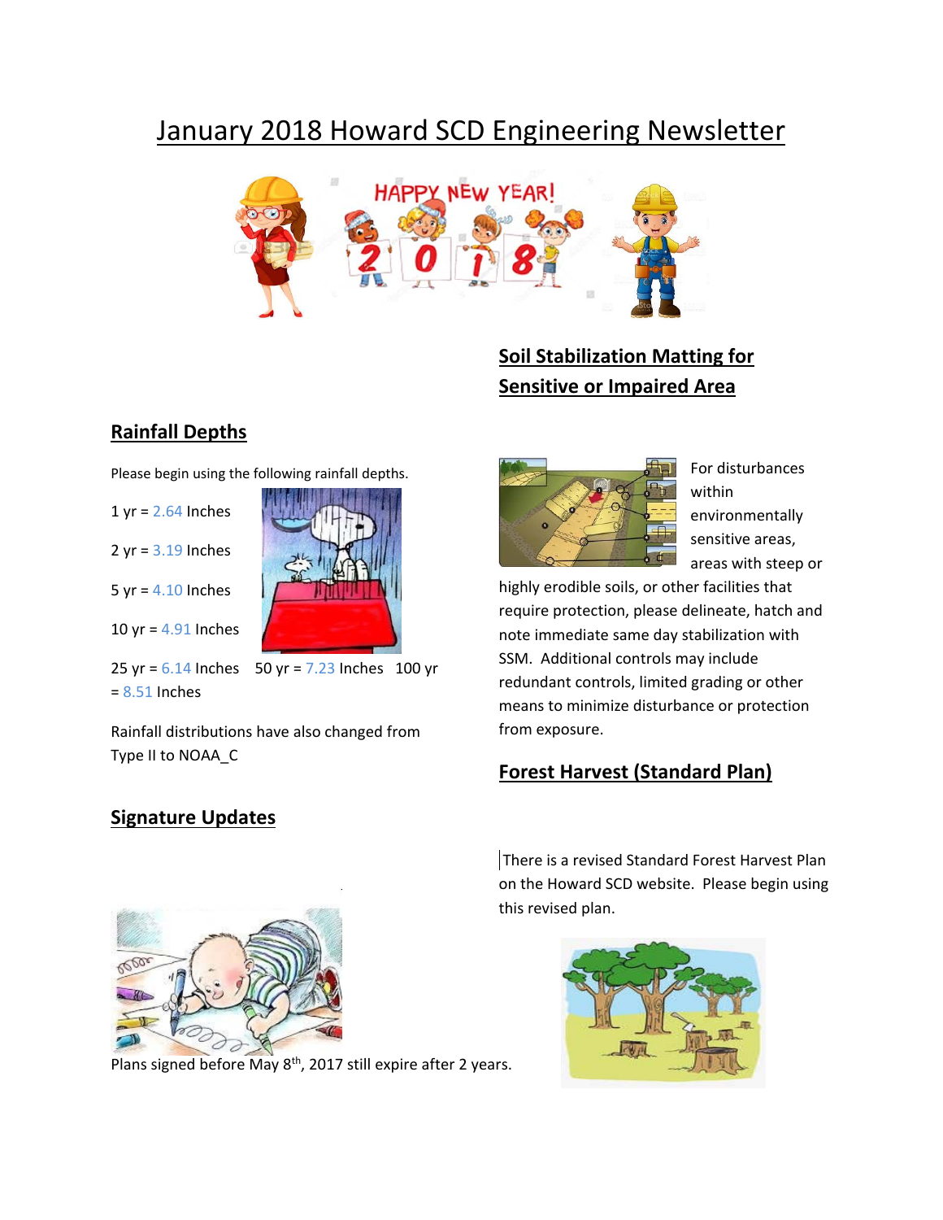# January 2018 Howard SCD Engineering Newsletter

## Rainfall Depths

Please begin using the following rainfall depths.

1 yr = 2.64 Inches

2 yr = 3.19 Inches

5 yr = 4.10 Inches

10 yr = 4.91 Inches

25 yr = 6.14 Inches   50 yr = 7.23 Inches   100 yr = 8.51 Inches

Rainfall distributions have also changed from Type II to NOAA_C

## Signature Updates

Plans signed before May 8th, 2017 still expire after 2 years.

## Soil Stabilization Matting for Sensitive or Impaired Area

For disturbances within environmentally sensitive areas, areas with steep or highly erodible soils, or other facilities that require protection, please delineate, hatch and note immediate same day stabilization with SSM. Additional controls may include redundant controls, limited grading or other means to minimize disturbance or protection from exposure.

## Forest Harvest (Standard Plan)

There is a revised Standard Forest Harvest Plan on the Howard SCD website. Please begin using this revised plan.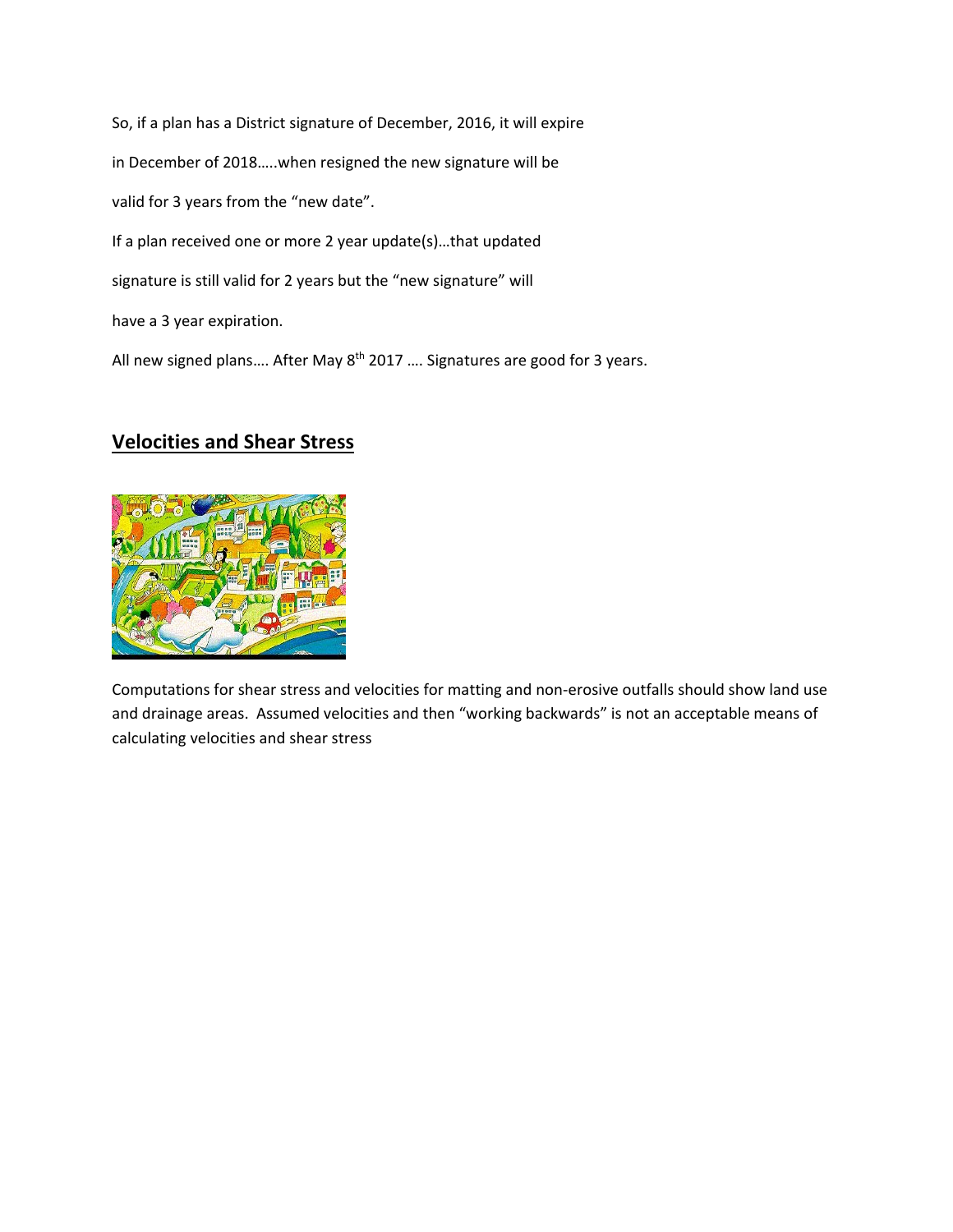So, if a plan has a District signature of December, 2016, it will expire

in December of 2018…..when resigned the new signature will be

valid for 3 years from the "new date".

If a plan received one or more 2 year update(s)…that updated

signature is still valid for 2 years but the "new signature" will

have a 3 year expiration.

All new signed plans…. After May 8th 2017 …. Signatures are good for 3 years.

## Velocities and Shear Stress

Computations for shear stress and velocities for matting and non-erosive outfalls should show land use and drainage areas. Assumed velocities and then "working backwards" is not an acceptable means of calculating velocities and shear stress